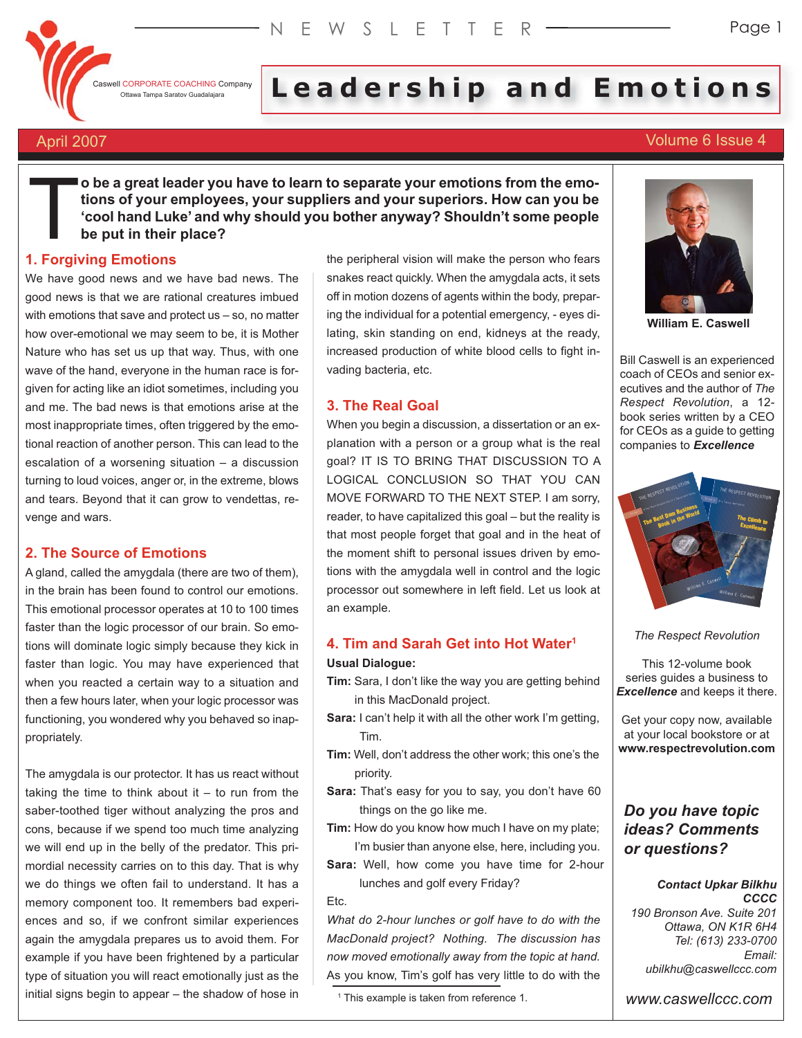NEWSLETTER

Caswell CORPORATE COACHING Company
Ottawa Tampa Saratov Guadalajara

# Leadership and Emotions

April 2007 — Volume 6 Issue 4

**To be a great leader you have to learn to separate your emotions from the emotions of your employees, your suppliers and your superiors. How can you be 'cool hand Luke' and why should you bother anyway? Shouldn't some people be put in their place?**

## 1. Forgiving Emotions

We have good news and we have bad news. The good news is that we are rational creatures imbued with emotions that save and protect us – so, no matter how over-emotional we may seem to be, it is Mother Nature who has set us up that way. Thus, with one wave of the hand, everyone in the human race is forgiven for acting like an idiot sometimes, including you and me. The bad news is that emotions arise at the most inappropriate times, often triggered by the emotional reaction of another person. This can lead to the escalation of a worsening situation – a discussion turning to loud voices, anger or, in the extreme, blows and tears. Beyond that it can grow to vendettas, revenge and wars.

## 2. The Source of Emotions

A gland, called the amygdala (there are two of them), in the brain has been found to control our emotions. This emotional processor operates at 10 to 100 times faster than the logic processor of our brain. So emotions will dominate logic simply because they kick in faster than logic. You may have experienced that when you reacted a certain way to a situation and then a few hours later, when your logic processor was functioning, you wondered why you behaved so inappropriately.

The amygdala is our protector. It has us react without taking the time to think about it – to run from the saber-toothed tiger without analyzing the pros and cons, because if we spend too much time analyzing we will end up in the belly of the predator. This primordial necessity carries on to this day. That is why we do things we often fail to understand. It has a memory component too. It remembers bad experiences and so, if we confront similar experiences again the amygdala prepares us to avoid them. For example if you have been frightened by a particular type of situation you will react emotionally just as the initial signs begin to appear – the shadow of hose in the peripheral vision will make the person who fears snakes react quickly. When the amygdala acts, it sets off in motion dozens of agents within the body, preparing the individual for a potential emergency, - eyes dilating, skin standing on end, kidneys at the ready, increased production of white blood cells to fight invading bacteria, etc.

## 3. The Real Goal

When you begin a discussion, a dissertation or an explanation with a person or a group what is the real goal? IT IS TO BRING THAT DISCUSSION TO A LOGICAL CONCLUSION SO THAT YOU CAN MOVE FORWARD TO THE NEXT STEP. I am sorry, reader, to have capitalized this goal – but the reality is that most people forget that goal and in the heat of the moment shift to personal issues driven by emotions with the amygdala well in control and the logic processor out somewhere in left field. Let us look at an example.

## 4. Tim and Sarah Get into Hot Water[1]

**Usual Dialogue:**

**Tim:** Sara, I don't like the way you are getting behind in this MacDonald project.

**Sara:** I can't help it with all the other work I'm getting, Tim.

**Tim:** Well, don't address the other work; this one's the priority.

**Sara:** That's easy for you to say, you don't have 60 things on the go like me.

**Tim:** How do you know how much I have on my plate; I'm busier than anyone else, here, including you.

**Sara:** Well, how come you have time for 2-hour lunches and golf every Friday?

Etc.

*What do 2-hour lunches or golf have to do with the MacDonald project? Nothing. The discussion has now moved emotionally away from the topic at hand.* As you know, Tim's golf has very little to do with the

[1] This example is taken from reference 1.

---

**William E. Caswell**

Bill Caswell is an experienced coach of CEOs and senior executives and the author of *The Respect Revolution*, a 12-book series written by a CEO for CEOs as a guide to getting companies to ***Excellence***

*The Respect Revolution*

This 12-volume book series guides a business to ***Excellence*** and keeps it there.

Get your copy now, available at your local bookstore or at **www.respectrevolution.com**

***Do you have topic ideas? Comments or questions?***

***Contact Upkar Bilkhu***
***CCCC***
*190 Bronson Ave. Suite 201*
*Ottawa, ON K1R 6H4*
*Tel: (613) 233-0700*
*Email:*
*ubilkhu@caswellccc.com*

*www.caswellccc.com*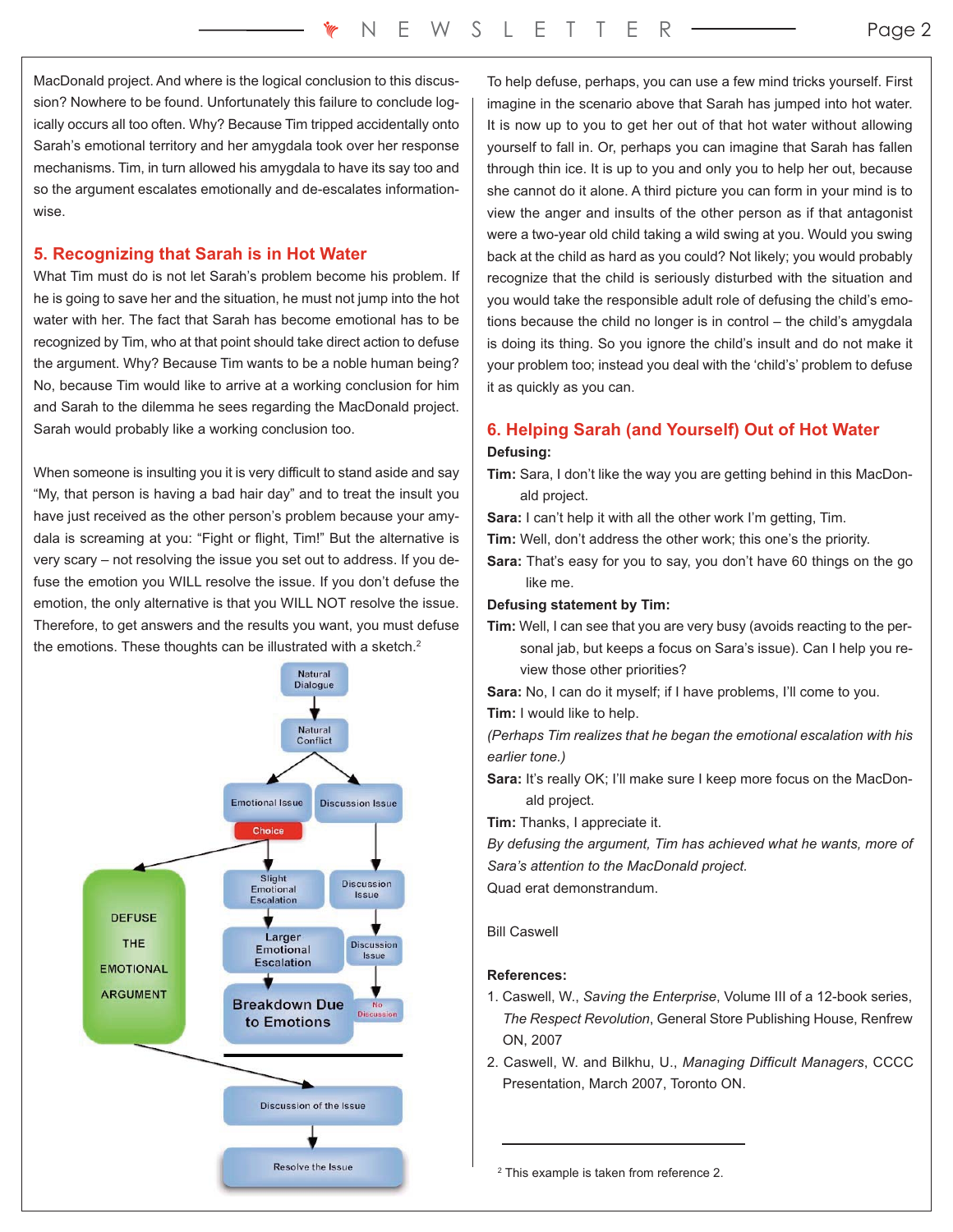MacDonald project. And where is the logical conclusion to this discussion? Nowhere to be found. Unfortunately this failure to conclude logically occurs all too often. Why? Because Tim tripped accidentally onto Sarah's emotional territory and her amygdala took over her response mechanisms. Tim, in turn allowed his amygdala to have its say too and so the argument escalates emotionally and de-escalates information-wise.

## 5. Recognizing that Sarah is in Hot Water

What Tim must do is not let Sarah's problem become his problem. If he is going to save her and the situation, he must not jump into the hot water with her. The fact that Sarah has become emotional has to be recognized by Tim, who at that point should take direct action to defuse the argument. Why? Because Tim wants to be a noble human being? No, because Tim would like to arrive at a working conclusion for him and Sarah to the dilemma he sees regarding the MacDonald project. Sarah would probably like a working conclusion too.

When someone is insulting you it is very difficult to stand aside and say "My, that person is having a bad hair day" and to treat the insult you have just received as the other person's problem because your amydala is screaming at you: "Fight or flight, Tim!" But the alternative is very scary – not resolving the issue you set out to address. If you defuse the emotion you WILL resolve the issue. If you don't defuse the emotion, the only alternative is that you WILL NOT resolve the issue. Therefore, to get answers and the results you want, you must defuse the emotions. These thoughts can be illustrated with a sketch.[2]

Natural Dialogue
Natural Conflict
Emotional Issue
Discussion Issue
Choice
DEFUSE THE EMOTIONAL ARGUMENT
Slight Emotional Escalation
Discussion Issue
Larger Emotional Escalation
Discussion Issue
Breakdown Due to Emotions
No Discussion
Discussion of the Issue
Resolve the Issue

To help defuse, perhaps, you can use a few mind tricks yourself. First imagine in the scenario above that Sarah has jumped into hot water. It is now up to you to get her out of that hot water without allowing yourself to fall in. Or, perhaps you can imagine that Sarah has fallen through thin ice. It is up to you and only you to help her out, because she cannot do it alone. A third picture you can form in your mind is to view the anger and insults of the other person as if that antagonist were a two-year old child taking a wild swing at you. Would you swing back at the child as hard as you could? Not likely; you would probably recognize that the child is seriously disturbed with the situation and you would take the responsible adult role of defusing the child's emotions because the child no longer is in control – the child's amygdala is doing its thing. So you ignore the child's insult and do not make it your problem too; instead you deal with the 'child's' problem to defuse it as quickly as you can.

## 6. Helping Sarah (and Yourself) Out of Hot Water

**Defusing:**

**Tim:** Sara, I don't like the way you are getting behind in this MacDonald project.

**Sara:** I can't help it with all the other work I'm getting, Tim.

**Tim:** Well, don't address the other work; this one's the priority.

**Sara:** That's easy for you to say, you don't have 60 things on the go like me.

**Defusing statement by Tim:**

**Tim:** Well, I can see that you are very busy (avoids reacting to the personal jab, but keeps a focus on Sara's issue). Can I help you review those other priorities?

**Sara:** No, I can do it myself; if I have problems, I'll come to you.

**Tim:** I would like to help.

*(Perhaps Tim realizes that he began the emotional escalation with his earlier tone.)*

**Sara:** It's really OK; I'll make sure I keep more focus on the MacDonald project.

**Tim:** Thanks, I appreciate it.

*By defusing the argument, Tim has achieved what he wants, more of Sara's attention to the MacDonald project.*

Quad erat demonstrandum.

Bill Caswell

**References:**

1. Caswell, W., *Saving the Enterprise*, Volume III of a 12-book series, *The Respect Revolution*, General Store Publishing House, Renfrew ON, 2007
2. Caswell, W. and Bilkhu, U., *Managing Difficult Managers*, CCCC Presentation, March 2007, Toronto ON.

[2] This example is taken from reference 2.